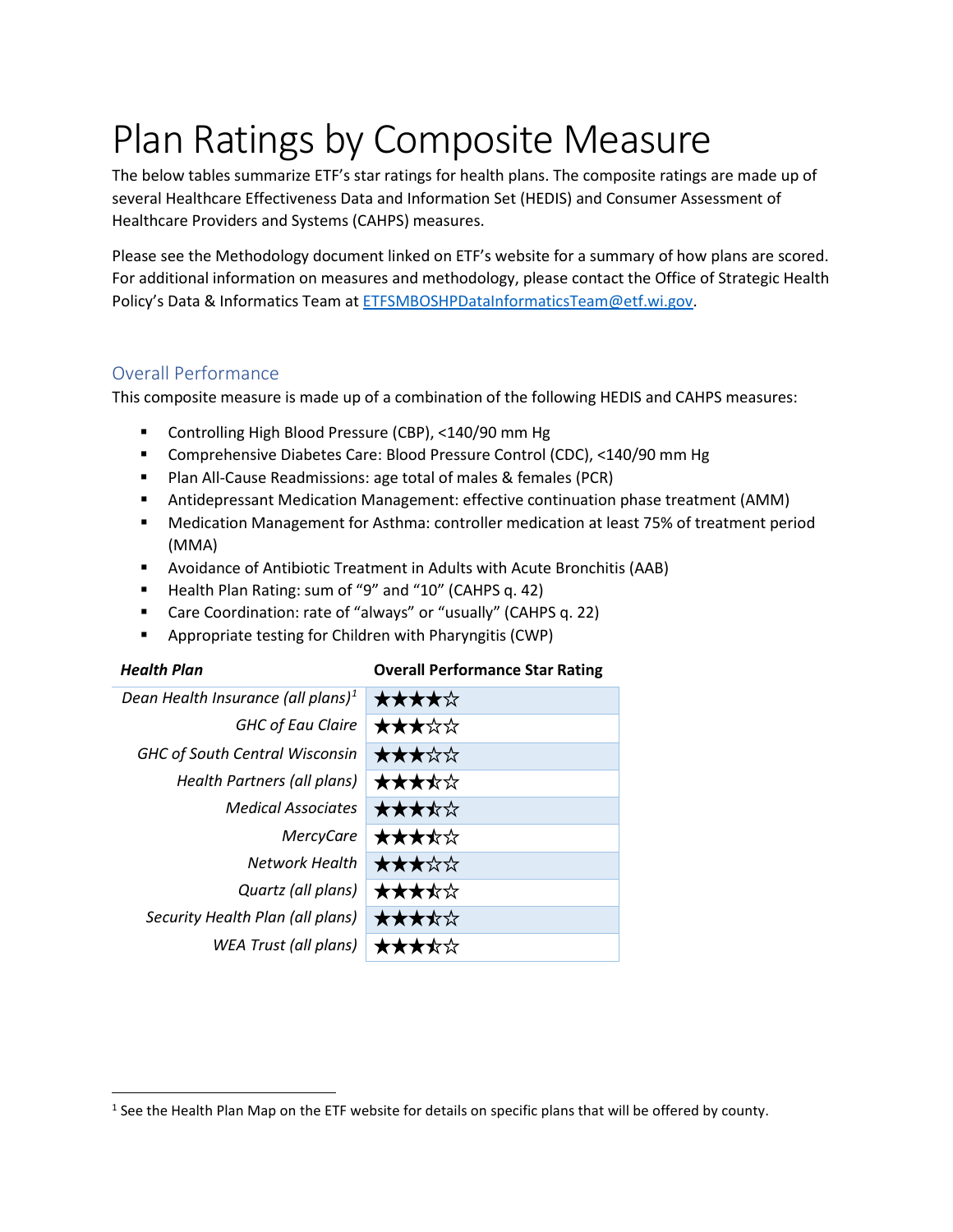# Plan Ratings by Composite Measure

The below tables summarize ETF's star ratings for health plans. The composite ratings are made up of several Healthcare Effectiveness Data and Information Set (HEDIS) and Consumer Assessment of Healthcare Providers and Systems (CAHPS) measures.

Please see the Methodology document linked on ETF's website for a summary of how plans are scored. For additional information on measures and methodology, please contact the Office of Strategic Health Policy's Data & Informatics Team at [ETFSMBOSHPDataInformaticsTeam@etf.wi.gov](mailto:ETFSMBOSHPDataInformaticsTeam@etf.wi.gov).

## Overall Performance

This composite measure is made up of a combination of the following HEDIS and CAHPS measures:

- Controlling High Blood Pressure (CBP), <140/90 mm Hg
- Comprehensive Diabetes Care: Blood Pressure Control (CDC), <140/90 mm Hg
- Plan All-Cause Readmissions: age total of males & females (PCR)
- Antidepressant Medication Management: effective continuation phase treatment (AMM)
- Medication Management for Asthma: controller medication at least 75% of treatment period (MMA)
- Avoidance of Antibiotic Treatment in Adults with Acute Bronchitis (AAB)
- Health Plan Rating: sum of "9" and "10" (CAHPS q. 42)
- Care Coordination: rate of "always" or "usually" (CAHPS q. 22)
- Appropriate testing for Children with Pharyngitis (CWP)

| *Health Plan* | Overall Performance Star Rating |
|---:|---|
| *Dean Health Insurance (all plans)*[1] | ★★★★☆ |
| *GHC of Eau Claire* | ★★★☆☆ |
| *GHC of South Central Wisconsin* | ★★★☆☆ |
| *Health Partners (all plans)* | ★★★⯪☆ |
| *Medical Associates* | ★★★⯪☆ |
| *MercyCare* | ★★★⯪☆ |
| *Network Health* | ★★★☆☆ |
| *Quartz (all plans)* | ★★★⯪☆ |
| *Security Health Plan (all plans)* | ★★★⯪☆ |
| *WEA Trust (all plans)* | ★★★⯪☆ |

[1] See the Health Plan Map on the ETF website for details on specific plans that will be offered by county.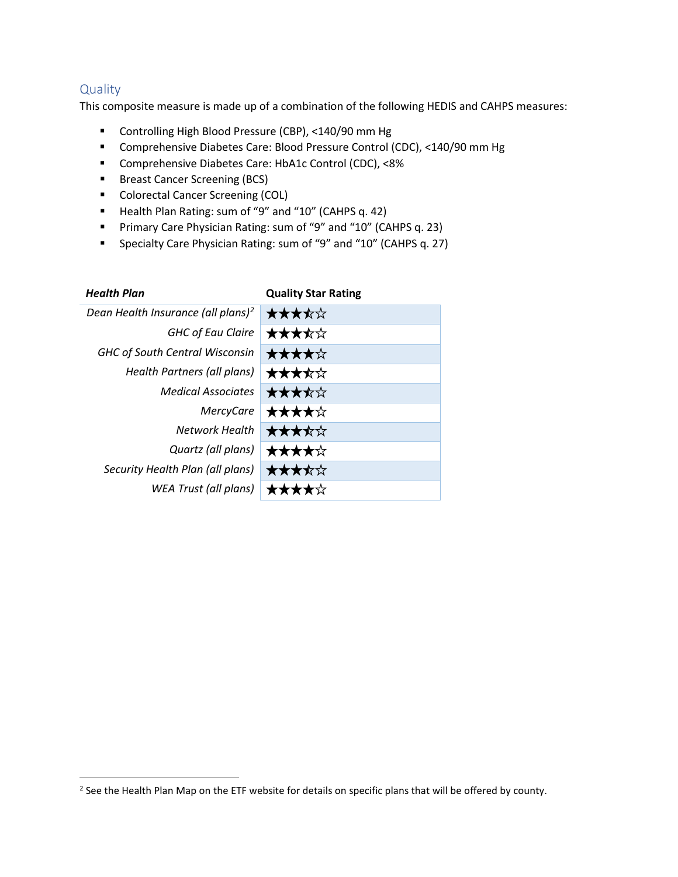## Quality

This composite measure is made up of a combination of the following HEDIS and CAHPS measures:

- Controlling High Blood Pressure (CBP), <140/90 mm Hg
- Comprehensive Diabetes Care: Blood Pressure Control (CDC), <140/90 mm Hg
- Comprehensive Diabetes Care: HbA1c Control (CDC), <8%
- Breast Cancer Screening (BCS)
- Colorectal Cancer Screening (COL)
- Health Plan Rating: sum of "9" and "10" (CAHPS q. 42)
- Primary Care Physician Rating: sum of "9" and "10" (CAHPS q. 23)
- Specialty Care Physician Rating: sum of "9" and "10" (CAHPS q. 27)

| ***Health Plan*** | **Quality Star Rating** |
|---|---|
| *Dean Health Insurance (all plans)*[2] | ★★★⯪☆ |
| *GHC of Eau Claire* | ★★★⯪☆ |
| *GHC of South Central Wisconsin* | ★★★★☆ |
| *Health Partners (all plans)* | ★★★⯪☆ |
| *Medical Associates* | ★★★⯪☆ |
| *MercyCare* | ★★★★☆ |
| *Network Health* | ★★★⯪☆ |
| *Quartz (all plans)* | ★★★★☆ |
| *Security Health Plan (all plans)* | ★★★⯪☆ |
| *WEA Trust (all plans)* | ★★★★☆ |

[2] See the Health Plan Map on the ETF website for details on specific plans that will be offered by county.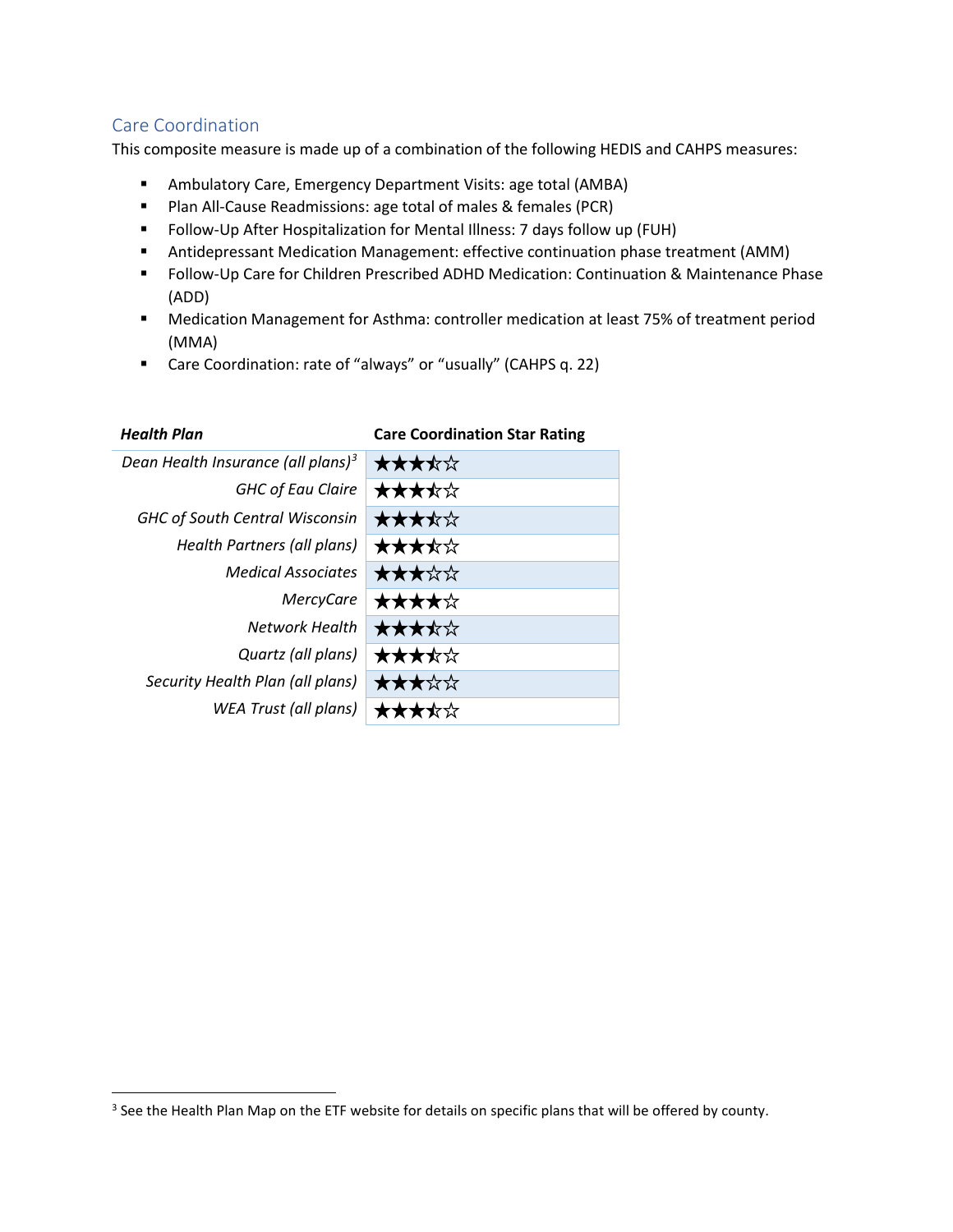## Care Coordination

This composite measure is made up of a combination of the following HEDIS and CAHPS measures:

- Ambulatory Care, Emergency Department Visits: age total (AMBA)
- Plan All-Cause Readmissions: age total of males & females (PCR)
- Follow-Up After Hospitalization for Mental Illness: 7 days follow up (FUH)
- Antidepressant Medication Management: effective continuation phase treatment (AMM)
- Follow-Up Care for Children Prescribed ADHD Medication: Continuation & Maintenance Phase (ADD)
- Medication Management for Asthma: controller medication at least 75% of treatment period (MMA)
- Care Coordination: rate of "always" or "usually" (CAHPS q. 22)

| ***Health Plan*** | **Care Coordination Star Rating** |
|---|---|
| *Dean Health Insurance (all plans)*[3] | ★★★⯪☆ |
| *GHC of Eau Claire* | ★★★⯪☆ |
| *GHC of South Central Wisconsin* | ★★★⯪☆ |
| *Health Partners (all plans)* | ★★★⯪☆ |
| *Medical Associates* | ★★★☆☆ |
| *MercyCare* | ★★★★☆ |
| *Network Health* | ★★★⯪☆ |
| *Quartz (all plans)* | ★★★⯪☆ |
| *Security Health Plan (all plans)* | ★★★☆☆ |
| *WEA Trust (all plans)* | ★★★⯪☆ |

[3] See the Health Plan Map on the ETF website for details on specific plans that will be offered by county.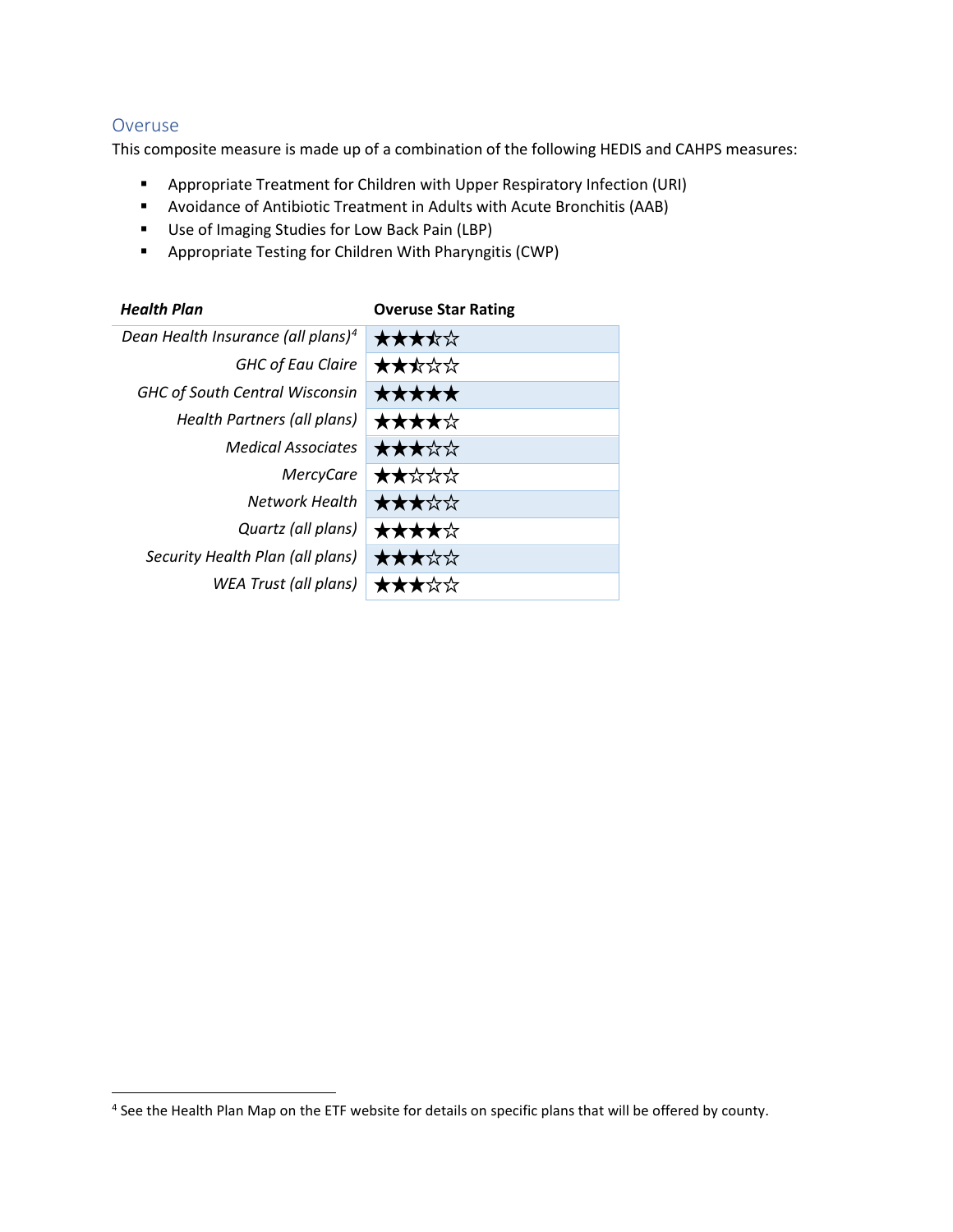## Overuse

This composite measure is made up of a combination of the following HEDIS and CAHPS measures:

- Appropriate Treatment for Children with Upper Respiratory Infection (URI)
- Avoidance of Antibiotic Treatment in Adults with Acute Bronchitis (AAB)
- Use of Imaging Studies for Low Back Pain (LBP)
- Appropriate Testing for Children With Pharyngitis (CWP)

| *Health Plan* | Overuse Star Rating |
|---|---|
| *Dean Health Insurance (all plans)*[4] | ★★★⯪☆ |
| *GHC of Eau Claire* | ★★⯪☆☆ |
| *GHC of South Central Wisconsin* | ★★★★★ |
| *Health Partners (all plans)* | ★★★★☆ |
| *Medical Associates* | ★★★☆☆ |
| *MercyCare* | ★★☆☆☆ |
| *Network Health* | ★★★☆☆ |
| *Quartz (all plans)* | ★★★★☆ |
| *Security Health Plan (all plans)* | ★★★☆☆ |
| *WEA Trust (all plans)* | ★★★☆☆ |

[4] See the Health Plan Map on the ETF website for details on specific plans that will be offered by county.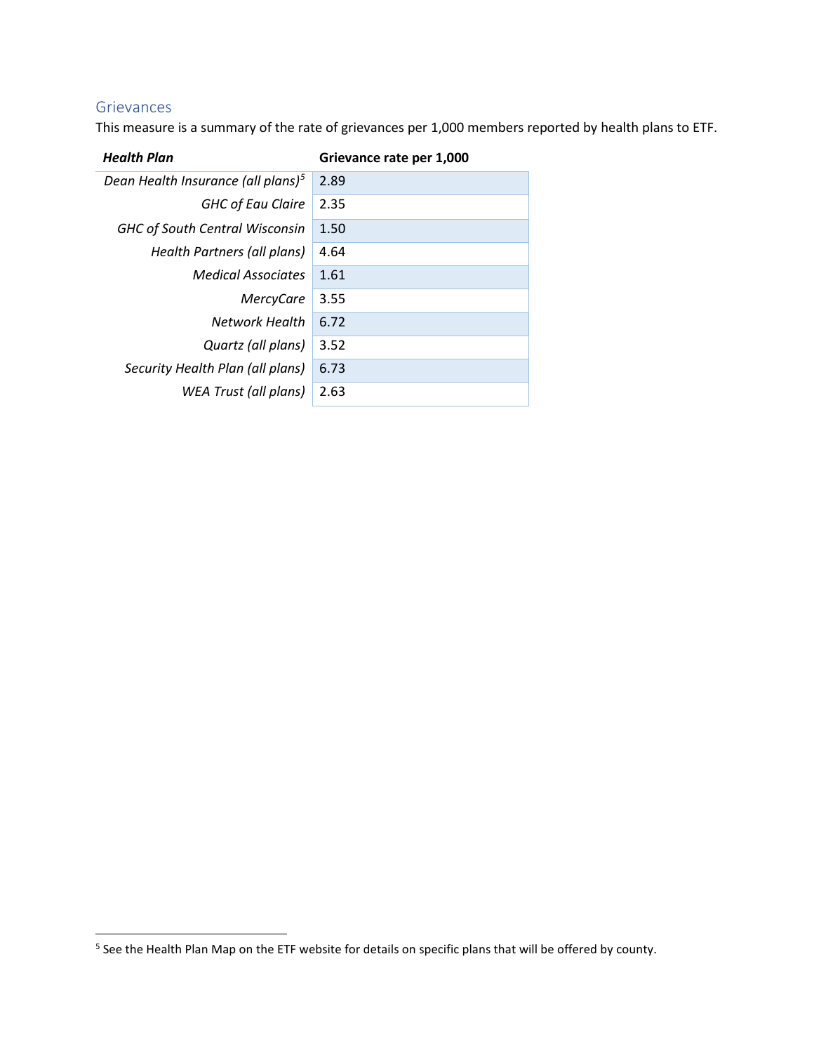## Grievances

This measure is a summary of the rate of grievances per 1,000 members reported by health plans to ETF.

| ***Health Plan*** | **Grievance rate per 1,000** |
|---|---|
| *Dean Health Insurance (all plans)*[5] | 2.89 |
| *GHC of Eau Claire* | 2.35 |
| *GHC of South Central Wisconsin* | 1.50 |
| *Health Partners (all plans)* | 4.64 |
| *Medical Associates* | 1.61 |
| *MercyCare* | 3.55 |
| *Network Health* | 6.72 |
| *Quartz (all plans)* | 3.52 |
| *Security Health Plan (all plans)* | 6.73 |
| *WEA Trust (all plans)* | 2.63 |

[5] See the Health Plan Map on the ETF website for details on specific plans that will be offered by county.